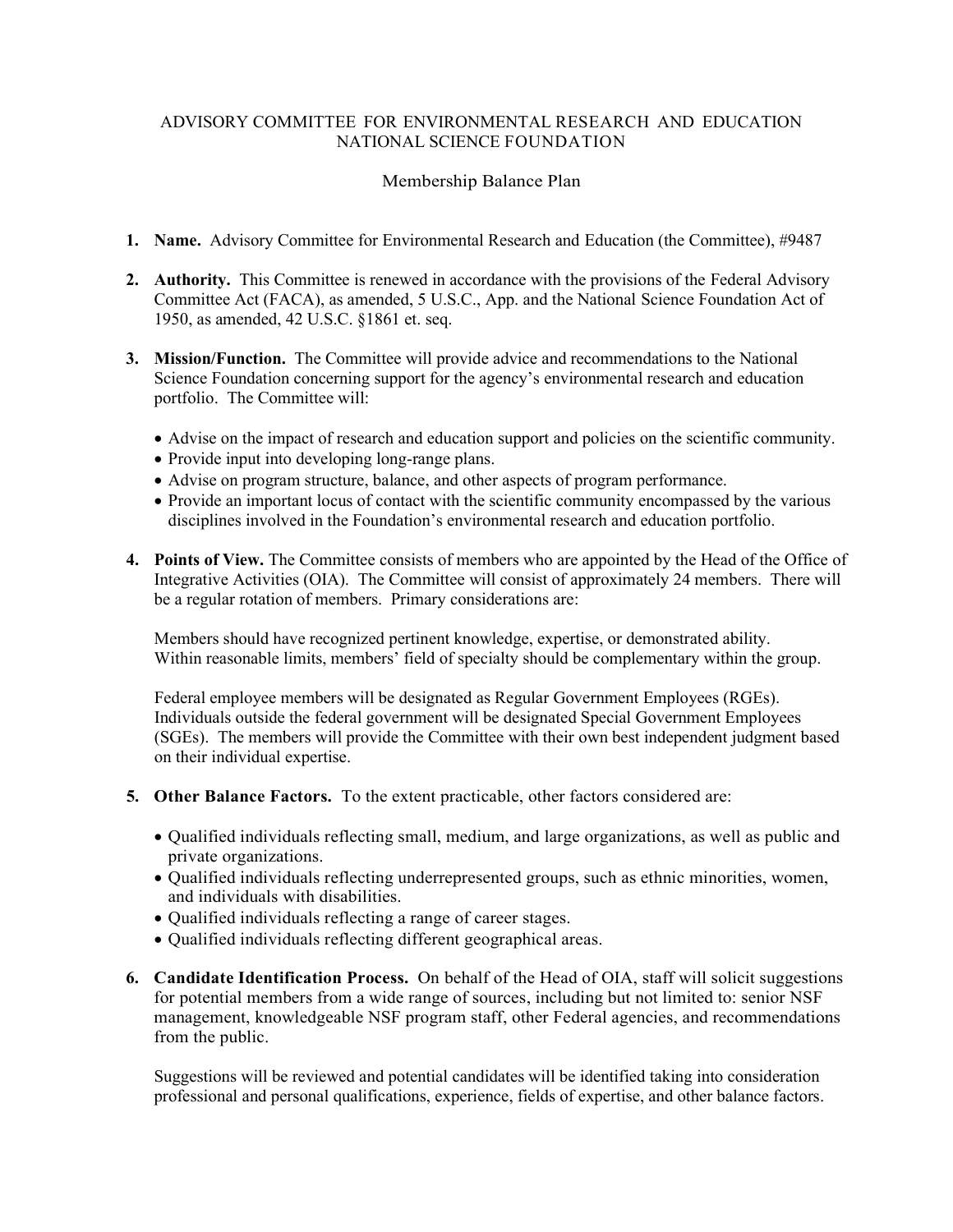# ADVISORY COMMITTEE FOR ENVIRONMENTAL RESEARCH AND EDUCATION
# NATIONAL SCIENCE FOUNDATION

## Membership Balance Plan

1. **Name.** Advisory Committee for Environmental Research and Education (the Committee), #9487

2. **Authority.** This Committee is renewed in accordance with the provisions of the Federal Advisory Committee Act (FACA), as amended, 5 U.S.C., App. and the National Science Foundation Act of 1950, as amended, 42 U.S.C. §1861 et. seq.

3. **Mission/Function.** The Committee will provide advice and recommendations to the National Science Foundation concerning support for the agency's environmental research and education portfolio. The Committee will:

   - Advise on the impact of research and education support and policies on the scientific community.
   - Provide input into developing long-range plans.
   - Advise on program structure, balance, and other aspects of program performance.
   - Provide an important locus of contact with the scientific community encompassed by the various disciplines involved in the Foundation's environmental research and education portfolio.

4. **Points of View.** The Committee consists of members who are appointed by the Head of the Office of Integrative Activities (OIA). The Committee will consist of approximately 24 members. There will be a regular rotation of members. Primary considerations are:

   Members should have recognized pertinent knowledge, expertise, or demonstrated ability. Within reasonable limits, members' field of specialty should be complementary within the group.

   Federal employee members will be designated as Regular Government Employees (RGEs). Individuals outside the federal government will be designated Special Government Employees (SGEs). The members will provide the Committee with their own best independent judgment based on their individual expertise.

5. **Other Balance Factors.** To the extent practicable, other factors considered are:

   - Qualified individuals reflecting small, medium, and large organizations, as well as public and private organizations.
   - Qualified individuals reflecting underrepresented groups, such as ethnic minorities, women, and individuals with disabilities.
   - Qualified individuals reflecting a range of career stages.
   - Qualified individuals reflecting different geographical areas.

6. **Candidate Identification Process.** On behalf of the Head of OIA, staff will solicit suggestions for potential members from a wide range of sources, including but not limited to: senior NSF management, knowledgeable NSF program staff, other Federal agencies, and recommendations from the public.

   Suggestions will be reviewed and potential candidates will be identified taking into consideration professional and personal qualifications, experience, fields of expertise, and other balance factors.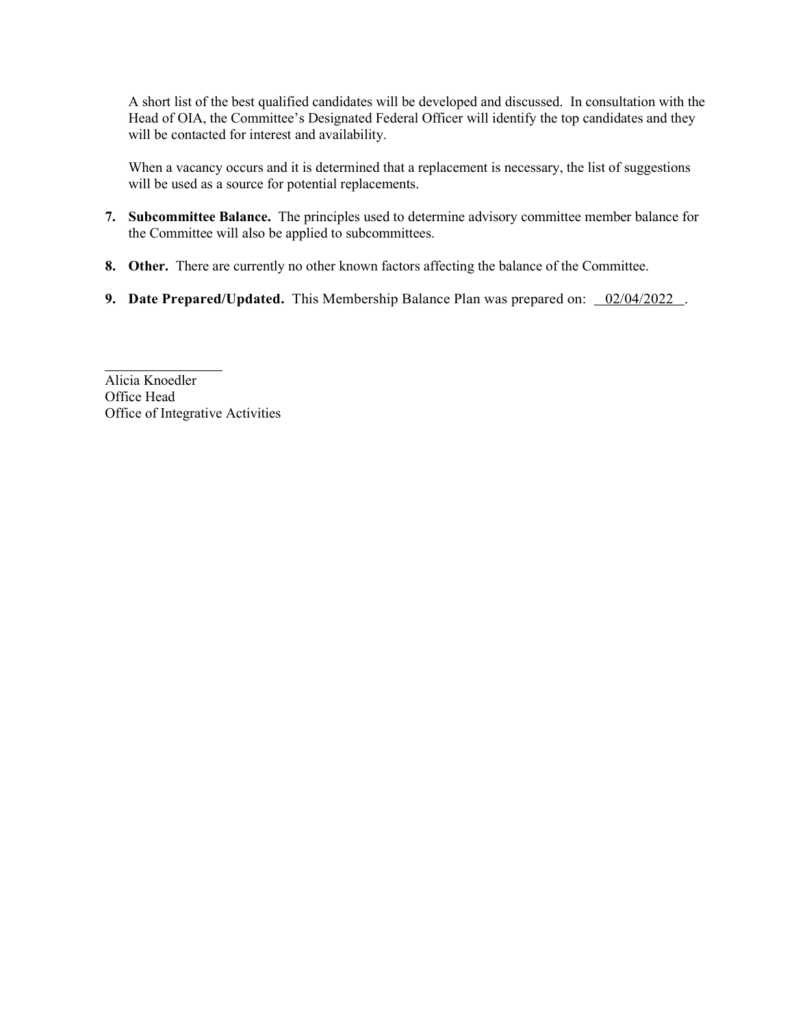A short list of the best qualified candidates will be developed and discussed. In consultation with the Head of OIA, the Committee's Designated Federal Officer will identify the top candidates and they will be contacted for interest and availability.

When a vacancy occurs and it is determined that a replacement is necessary, the list of suggestions will be used as a source for potential replacements.

7. **Subcommittee Balance.** The principles used to determine advisory committee member balance for the Committee will also be applied to subcommittees.

8. **Other.** There are currently no other known factors affecting the balance of the Committee.

9. **Date Prepared/Updated.** This Membership Balance Plan was prepared on: 02/04/2022.

Alicia Knoedler
Office Head
Office of Integrative Activities